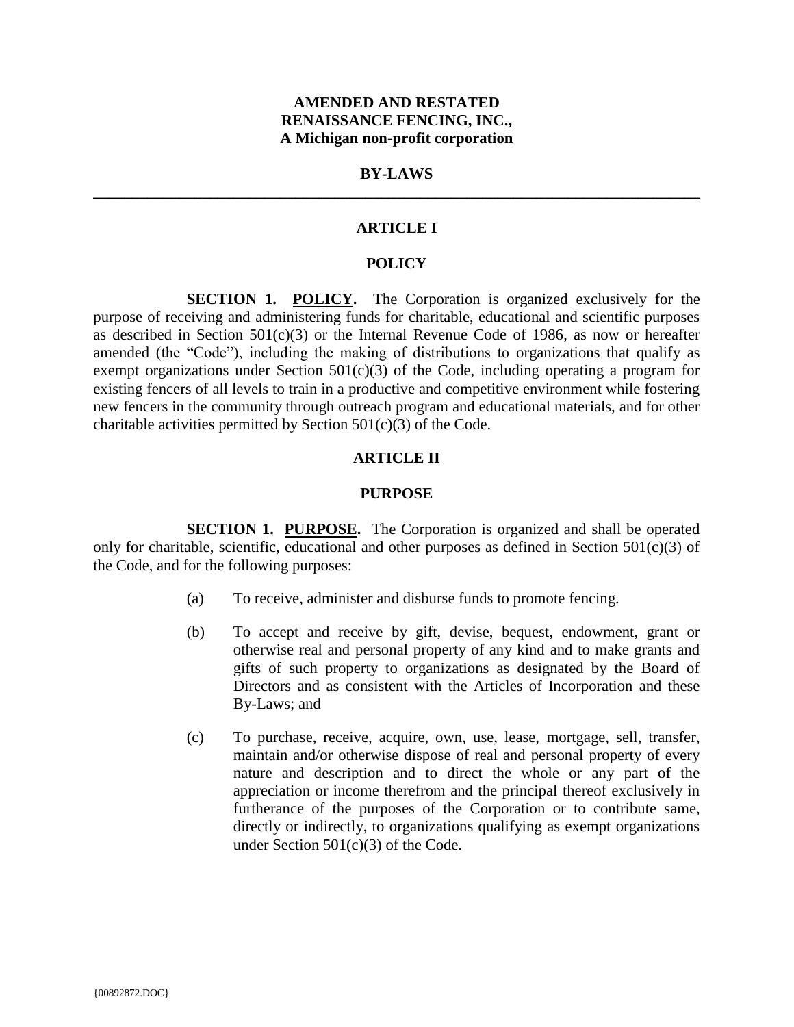**AMENDED AND RESTATED**
**RENAISSANCE FENCING, INC.,**
**A Michigan non-profit corporation**

**BY-LAWS**

---

# ARTICLE I

## POLICY

**SECTION 1. POLICY.** The Corporation is organized exclusively for the purpose of receiving and administering funds for charitable, educational and scientific purposes as described in Section 501(c)(3) or the Internal Revenue Code of 1986, as now or hereafter amended (the "Code"), including the making of distributions to organizations that qualify as exempt organizations under Section 501(c)(3) of the Code, including operating a program for existing fencers of all levels to train in a productive and competitive environment while fostering new fencers in the community through outreach program and educational materials, and for other charitable activities permitted by Section 501(c)(3) of the Code.

# ARTICLE II

## PURPOSE

**SECTION 1. PURPOSE.** The Corporation is organized and shall be operated only for charitable, scientific, educational and other purposes as defined in Section 501(c)(3) of the Code, and for the following purposes:

(a) To receive, administer and disburse funds to promote fencing.

(b) To accept and receive by gift, devise, bequest, endowment, grant or otherwise real and personal property of any kind and to make grants and gifts of such property to organizations as designated by the Board of Directors and as consistent with the Articles of Incorporation and these By-Laws; and

(c) To purchase, receive, acquire, own, use, lease, mortgage, sell, transfer, maintain and/or otherwise dispose of real and personal property of every nature and description and to direct the whole or any part of the appreciation or income therefrom and the principal thereof exclusively in furtherance of the purposes of the Corporation or to contribute same, directly or indirectly, to organizations qualifying as exempt organizations under Section 501(c)(3) of the Code.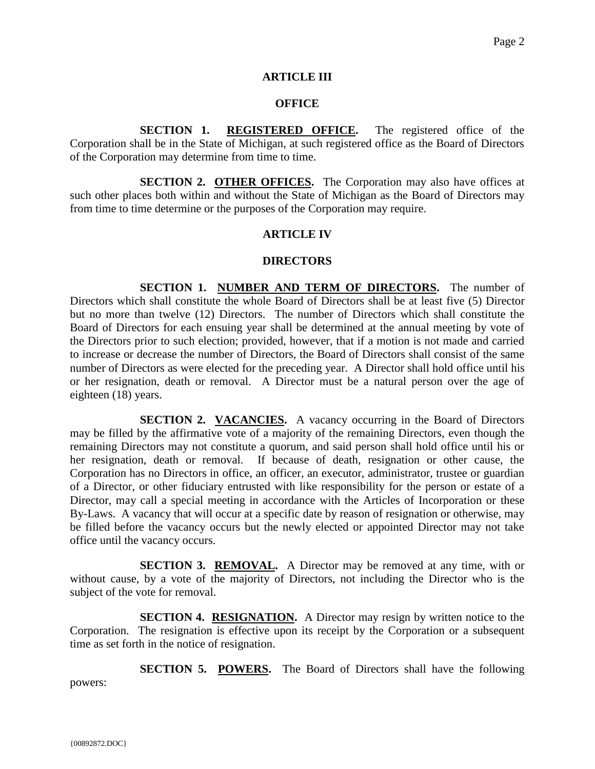## ARTICLE III

## OFFICE

**SECTION 1. <u>REGISTERED OFFICE</u>.** The registered office of the Corporation shall be in the State of Michigan, at such registered office as the Board of Directors of the Corporation may determine from time to time.

**SECTION 2. <u>OTHER OFFICES</u>.** The Corporation may also have offices at such other places both within and without the State of Michigan as the Board of Directors may from time to time determine or the purposes of the Corporation may require.

## ARTICLE IV

## DIRECTORS

**SECTION 1. <u>NUMBER AND TERM OF DIRECTORS</u>.** The number of Directors which shall constitute the whole Board of Directors shall be at least five (5) Director but no more than twelve (12) Directors. The number of Directors which shall constitute the Board of Directors for each ensuing year shall be determined at the annual meeting by vote of the Directors prior to such election; provided, however, that if a motion is not made and carried to increase or decrease the number of Directors, the Board of Directors shall consist of the same number of Directors as were elected for the preceding year. A Director shall hold office until his or her resignation, death or removal. A Director must be a natural person over the age of eighteen (18) years.

**SECTION 2. <u>VACANCIES</u>.** A vacancy occurring in the Board of Directors may be filled by the affirmative vote of a majority of the remaining Directors, even though the remaining Directors may not constitute a quorum, and said person shall hold office until his or her resignation, death or removal. If because of death, resignation or other cause, the Corporation has no Directors in office, an officer, an executor, administrator, trustee or guardian of a Director, or other fiduciary entrusted with like responsibility for the person or estate of a Director, may call a special meeting in accordance with the Articles of Incorporation or these By-Laws. A vacancy that will occur at a specific date by reason of resignation or otherwise, may be filled before the vacancy occurs but the newly elected or appointed Director may not take office until the vacancy occurs.

**SECTION 3. <u>REMOVAL</u>.** A Director may be removed at any time, with or without cause, by a vote of the majority of Directors, not including the Director who is the subject of the vote for removal.

**SECTION 4. <u>RESIGNATION</u>.** A Director may resign by written notice to the Corporation. The resignation is effective upon its receipt by the Corporation or a subsequent time as set forth in the notice of resignation.

**SECTION 5. <u>POWERS</u>.** The Board of Directors shall have the following powers: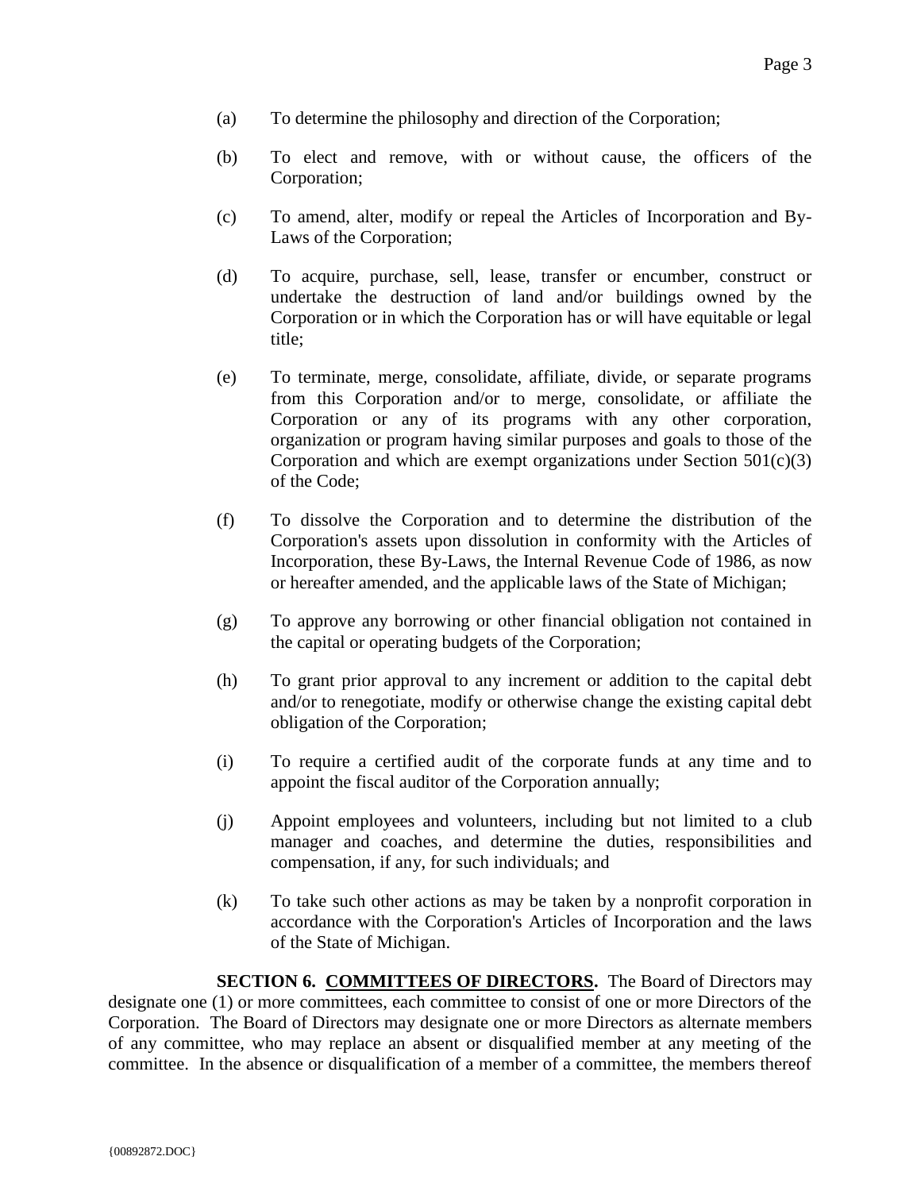(a) To determine the philosophy and direction of the Corporation;

(b) To elect and remove, with or without cause, the officers of the Corporation;

(c) To amend, alter, modify or repeal the Articles of Incorporation and By-Laws of the Corporation;

(d) To acquire, purchase, sell, lease, transfer or encumber, construct or undertake the destruction of land and/or buildings owned by the Corporation or in which the Corporation has or will have equitable or legal title;

(e) To terminate, merge, consolidate, affiliate, divide, or separate programs from this Corporation and/or to merge, consolidate, or affiliate the Corporation or any of its programs with any other corporation, organization or program having similar purposes and goals to those of the Corporation and which are exempt organizations under Section 501(c)(3) of the Code;

(f) To dissolve the Corporation and to determine the distribution of the Corporation's assets upon dissolution in conformity with the Articles of Incorporation, these By-Laws, the Internal Revenue Code of 1986, as now or hereafter amended, and the applicable laws of the State of Michigan;

(g) To approve any borrowing or other financial obligation not contained in the capital or operating budgets of the Corporation;

(h) To grant prior approval to any increment or addition to the capital debt and/or to renegotiate, modify or otherwise change the existing capital debt obligation of the Corporation;

(i) To require a certified audit of the corporate funds at any time and to appoint the fiscal auditor of the Corporation annually;

(j) Appoint employees and volunteers, including but not limited to a club manager and coaches, and determine the duties, responsibilities and compensation, if any, for such individuals; and

(k) To take such other actions as may be taken by a nonprofit corporation in accordance with the Corporation's Articles of Incorporation and the laws of the State of Michigan.

**SECTION 6. <u>COMMITTEES OF DIRECTORS</u>.** The Board of Directors may designate one (1) or more committees, each committee to consist of one or more Directors of the Corporation. The Board of Directors may designate one or more Directors as alternate members of any committee, who may replace an absent or disqualified member at any meeting of the committee. In the absence or disqualification of a member of a committee, the members thereof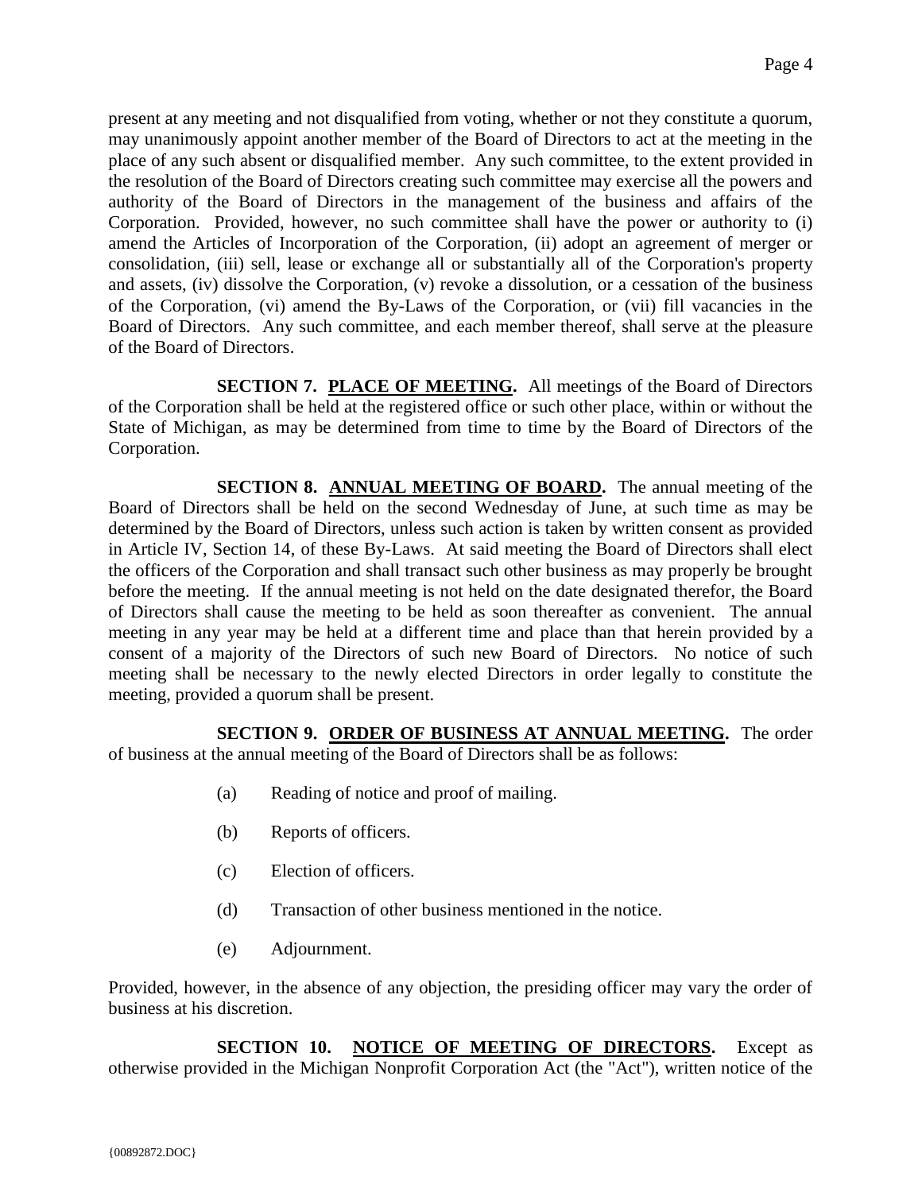present at any meeting and not disqualified from voting, whether or not they constitute a quorum, may unanimously appoint another member of the Board of Directors to act at the meeting in the place of any such absent or disqualified member. Any such committee, to the extent provided in the resolution of the Board of Directors creating such committee may exercise all the powers and authority of the Board of Directors in the management of the business and affairs of the Corporation. Provided, however, no such committee shall have the power or authority to (i) amend the Articles of Incorporation of the Corporation, (ii) adopt an agreement of merger or consolidation, (iii) sell, lease or exchange all or substantially all of the Corporation's property and assets, (iv) dissolve the Corporation, (v) revoke a dissolution, or a cessation of the business of the Corporation, (vi) amend the By-Laws of the Corporation, or (vii) fill vacancies in the Board of Directors. Any such committee, and each member thereof, shall serve at the pleasure of the Board of Directors.

**SECTION 7. PLACE OF MEETING.** All meetings of the Board of Directors of the Corporation shall be held at the registered office or such other place, within or without the State of Michigan, as may be determined from time to time by the Board of Directors of the Corporation.

**SECTION 8. ANNUAL MEETING OF BOARD.** The annual meeting of the Board of Directors shall be held on the second Wednesday of June, at such time as may be determined by the Board of Directors, unless such action is taken by written consent as provided in Article IV, Section 14, of these By-Laws. At said meeting the Board of Directors shall elect the officers of the Corporation and shall transact such other business as may properly be brought before the meeting. If the annual meeting is not held on the date designated therefor, the Board of Directors shall cause the meeting to be held as soon thereafter as convenient. The annual meeting in any year may be held at a different time and place than that herein provided by a consent of a majority of the Directors of such new Board of Directors. No notice of such meeting shall be necessary to the newly elected Directors in order legally to constitute the meeting, provided a quorum shall be present.

**SECTION 9. ORDER OF BUSINESS AT ANNUAL MEETING.** The order of business at the annual meeting of the Board of Directors shall be as follows:

(a) Reading of notice and proof of mailing.

(b) Reports of officers.

(c) Election of officers.

(d) Transaction of other business mentioned in the notice.

(e) Adjournment.

Provided, however, in the absence of any objection, the presiding officer may vary the order of business at his discretion.

**SECTION 10. NOTICE OF MEETING OF DIRECTORS.** Except as otherwise provided in the Michigan Nonprofit Corporation Act (the "Act"), written notice of the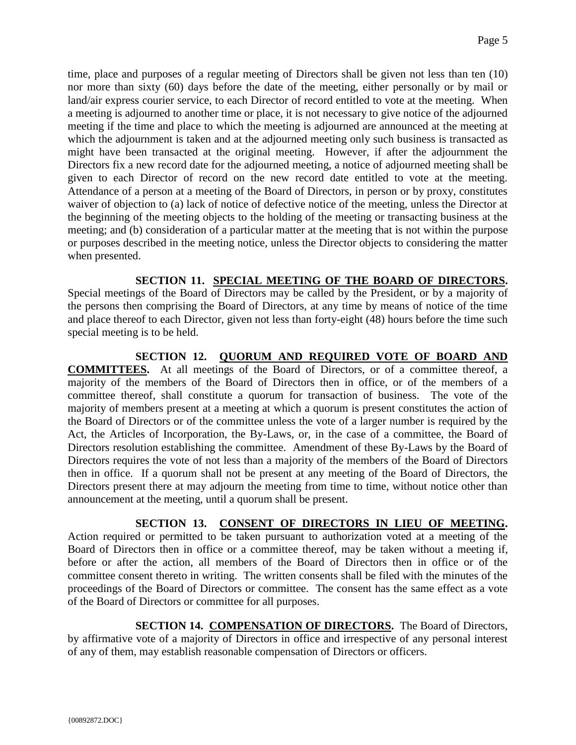time, place and purposes of a regular meeting of Directors shall be given not less than ten (10) nor more than sixty (60) days before the date of the meeting, either personally or by mail or land/air express courier service, to each Director of record entitled to vote at the meeting. When a meeting is adjourned to another time or place, it is not necessary to give notice of the adjourned meeting if the time and place to which the meeting is adjourned are announced at the meeting at which the adjournment is taken and at the adjourned meeting only such business is transacted as might have been transacted at the original meeting. However, if after the adjournment the Directors fix a new record date for the adjourned meeting, a notice of adjourned meeting shall be given to each Director of record on the new record date entitled to vote at the meeting. Attendance of a person at a meeting of the Board of Directors, in person or by proxy, constitutes waiver of objection to (a) lack of notice of defective notice of the meeting, unless the Director at the beginning of the meeting objects to the holding of the meeting or transacting business at the meeting; and (b) consideration of a particular matter at the meeting that is not within the purpose or purposes described in the meeting notice, unless the Director objects to considering the matter when presented.

**SECTION 11. SPECIAL MEETING OF THE BOARD OF DIRECTORS.** Special meetings of the Board of Directors may be called by the President, or by a majority of the persons then comprising the Board of Directors, at any time by means of notice of the time and place thereof to each Director, given not less than forty-eight (48) hours before the time such special meeting is to be held.

**SECTION 12. QUORUM AND REQUIRED VOTE OF BOARD AND COMMITTEES.** At all meetings of the Board of Directors, or of a committee thereof, a majority of the members of the Board of Directors then in office, or of the members of a committee thereof, shall constitute a quorum for transaction of business. The vote of the majority of members present at a meeting at which a quorum is present constitutes the action of the Board of Directors or of the committee unless the vote of a larger number is required by the Act, the Articles of Incorporation, the By-Laws, or, in the case of a committee, the Board of Directors resolution establishing the committee. Amendment of these By-Laws by the Board of Directors requires the vote of not less than a majority of the members of the Board of Directors then in office. If a quorum shall not be present at any meeting of the Board of Directors, the Directors present there at may adjourn the meeting from time to time, without notice other than announcement at the meeting, until a quorum shall be present.

**SECTION 13. CONSENT OF DIRECTORS IN LIEU OF MEETING.** Action required or permitted to be taken pursuant to authorization voted at a meeting of the Board of Directors then in office or a committee thereof, may be taken without a meeting if, before or after the action, all members of the Board of Directors then in office or of the committee consent thereto in writing. The written consents shall be filed with the minutes of the proceedings of the Board of Directors or committee. The consent has the same effect as a vote of the Board of Directors or committee for all purposes.

**SECTION 14. COMPENSATION OF DIRECTORS.** The Board of Directors, by affirmative vote of a majority of Directors in office and irrespective of any personal interest of any of them, may establish reasonable compensation of Directors or officers.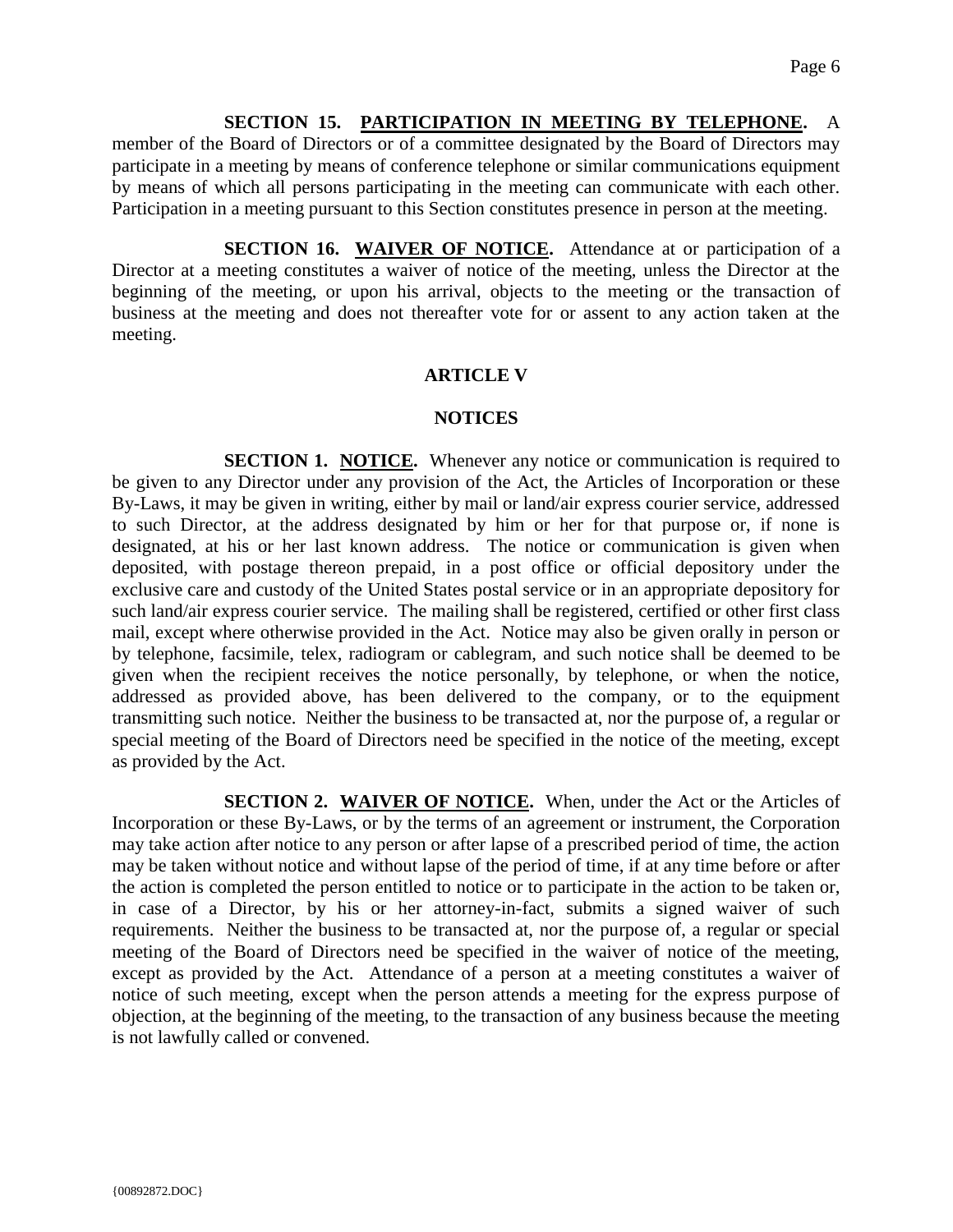**SECTION 15. PARTICIPATION IN MEETING BY TELEPHONE.** A member of the Board of Directors or of a committee designated by the Board of Directors may participate in a meeting by means of conference telephone or similar communications equipment by means of which all persons participating in the meeting can communicate with each other. Participation in a meeting pursuant to this Section constitutes presence in person at the meeting.

**SECTION 16. WAIVER OF NOTICE.** Attendance at or participation of a Director at a meeting constitutes a waiver of notice of the meeting, unless the Director at the beginning of the meeting, or upon his arrival, objects to the meeting or the transaction of business at the meeting and does not thereafter vote for or assent to any action taken at the meeting.

## ARTICLE V

## NOTICES

**SECTION 1. NOTICE.** Whenever any notice or communication is required to be given to any Director under any provision of the Act, the Articles of Incorporation or these By-Laws, it may be given in writing, either by mail or land/air express courier service, addressed to such Director, at the address designated by him or her for that purpose or, if none is designated, at his or her last known address. The notice or communication is given when deposited, with postage thereon prepaid, in a post office or official depository under the exclusive care and custody of the United States postal service or in an appropriate depository for such land/air express courier service. The mailing shall be registered, certified or other first class mail, except where otherwise provided in the Act. Notice may also be given orally in person or by telephone, facsimile, telex, radiogram or cablegram, and such notice shall be deemed to be given when the recipient receives the notice personally, by telephone, or when the notice, addressed as provided above, has been delivered to the company, or to the equipment transmitting such notice. Neither the business to be transacted at, nor the purpose of, a regular or special meeting of the Board of Directors need be specified in the notice of the meeting, except as provided by the Act.

**SECTION 2. WAIVER OF NOTICE.** When, under the Act or the Articles of Incorporation or these By-Laws, or by the terms of an agreement or instrument, the Corporation may take action after notice to any person or after lapse of a prescribed period of time, the action may be taken without notice and without lapse of the period of time, if at any time before or after the action is completed the person entitled to notice or to participate in the action to be taken or, in case of a Director, by his or her attorney-in-fact, submits a signed waiver of such requirements. Neither the business to be transacted at, nor the purpose of, a regular or special meeting of the Board of Directors need be specified in the waiver of notice of the meeting, except as provided by the Act. Attendance of a person at a meeting constitutes a waiver of notice of such meeting, except when the person attends a meeting for the express purpose of objection, at the beginning of the meeting, to the transaction of any business because the meeting is not lawfully called or convened.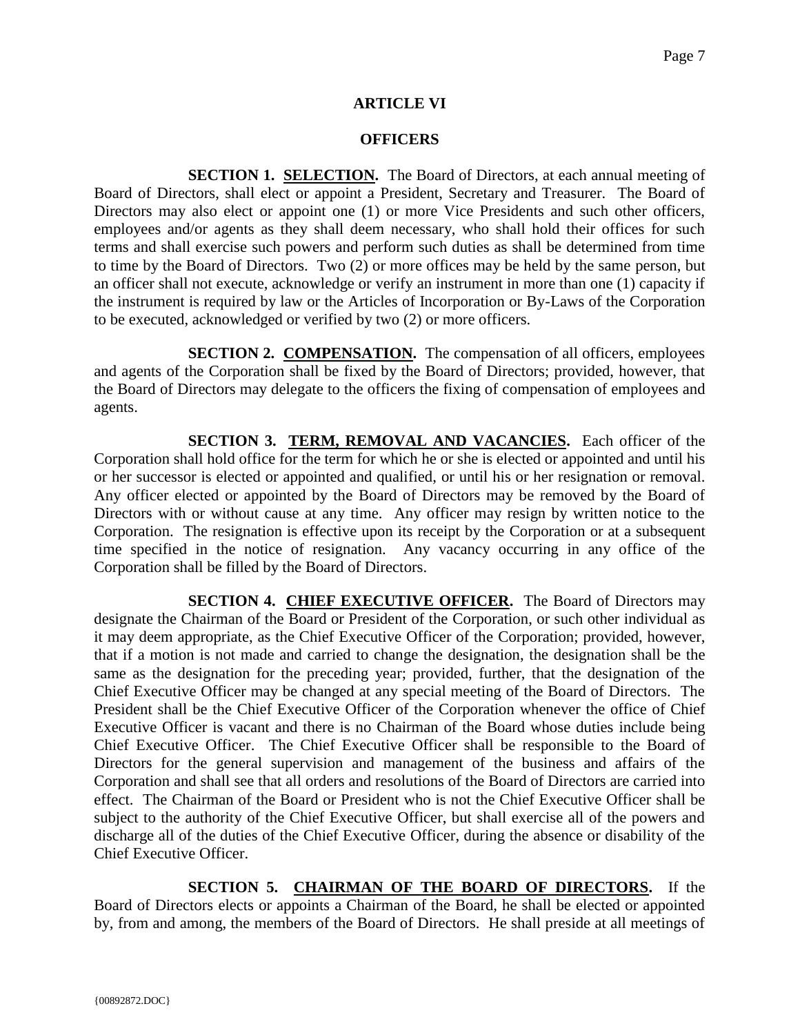## ARTICLE VI

## OFFICERS

**SECTION 1. SELECTION.** The Board of Directors, at each annual meeting of Board of Directors, shall elect or appoint a President, Secretary and Treasurer. The Board of Directors may also elect or appoint one (1) or more Vice Presidents and such other officers, employees and/or agents as they shall deem necessary, who shall hold their offices for such terms and shall exercise such powers and perform such duties as shall be determined from time to time by the Board of Directors. Two (2) or more offices may be held by the same person, but an officer shall not execute, acknowledge or verify an instrument in more than one (1) capacity if the instrument is required by law or the Articles of Incorporation or By-Laws of the Corporation to be executed, acknowledged or verified by two (2) or more officers.

**SECTION 2. COMPENSATION.** The compensation of all officers, employees and agents of the Corporation shall be fixed by the Board of Directors; provided, however, that the Board of Directors may delegate to the officers the fixing of compensation of employees and agents.

**SECTION 3. TERM, REMOVAL AND VACANCIES.** Each officer of the Corporation shall hold office for the term for which he or she is elected or appointed and until his or her successor is elected or appointed and qualified, or until his or her resignation or removal. Any officer elected or appointed by the Board of Directors may be removed by the Board of Directors with or without cause at any time. Any officer may resign by written notice to the Corporation. The resignation is effective upon its receipt by the Corporation or at a subsequent time specified in the notice of resignation. Any vacancy occurring in any office of the Corporation shall be filled by the Board of Directors.

**SECTION 4. CHIEF EXECUTIVE OFFICER.** The Board of Directors may designate the Chairman of the Board or President of the Corporation, or such other individual as it may deem appropriate, as the Chief Executive Officer of the Corporation; provided, however, that if a motion is not made and carried to change the designation, the designation shall be the same as the designation for the preceding year; provided, further, that the designation of the Chief Executive Officer may be changed at any special meeting of the Board of Directors. The President shall be the Chief Executive Officer of the Corporation whenever the office of Chief Executive Officer is vacant and there is no Chairman of the Board whose duties include being Chief Executive Officer. The Chief Executive Officer shall be responsible to the Board of Directors for the general supervision and management of the business and affairs of the Corporation and shall see that all orders and resolutions of the Board of Directors are carried into effect. The Chairman of the Board or President who is not the Chief Executive Officer shall be subject to the authority of the Chief Executive Officer, but shall exercise all of the powers and discharge all of the duties of the Chief Executive Officer, during the absence or disability of the Chief Executive Officer.

**SECTION 5. CHAIRMAN OF THE BOARD OF DIRECTORS.** If the Board of Directors elects or appoints a Chairman of the Board, he shall be elected or appointed by, from and among, the members of the Board of Directors. He shall preside at all meetings of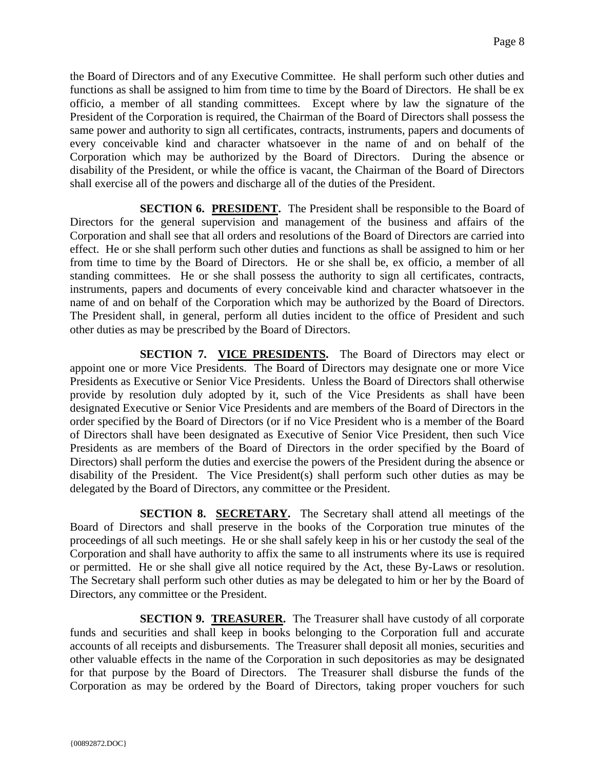the Board of Directors and of any Executive Committee. He shall perform such other duties and functions as shall be assigned to him from time to time by the Board of Directors. He shall be ex officio, a member of all standing committees. Except where by law the signature of the President of the Corporation is required, the Chairman of the Board of Directors shall possess the same power and authority to sign all certificates, contracts, instruments, papers and documents of every conceivable kind and character whatsoever in the name of and on behalf of the Corporation which may be authorized by the Board of Directors. During the absence or disability of the President, or while the office is vacant, the Chairman of the Board of Directors shall exercise all of the powers and discharge all of the duties of the President.

**SECTION 6. PRESIDENT.** The President shall be responsible to the Board of Directors for the general supervision and management of the business and affairs of the Corporation and shall see that all orders and resolutions of the Board of Directors are carried into effect. He or she shall perform such other duties and functions as shall be assigned to him or her from time to time by the Board of Directors. He or she shall be, ex officio, a member of all standing committees. He or she shall possess the authority to sign all certificates, contracts, instruments, papers and documents of every conceivable kind and character whatsoever in the name of and on behalf of the Corporation which may be authorized by the Board of Directors. The President shall, in general, perform all duties incident to the office of President and such other duties as may be prescribed by the Board of Directors.

**SECTION 7. VICE PRESIDENTS.** The Board of Directors may elect or appoint one or more Vice Presidents. The Board of Directors may designate one or more Vice Presidents as Executive or Senior Vice Presidents. Unless the Board of Directors shall otherwise provide by resolution duly adopted by it, such of the Vice Presidents as shall have been designated Executive or Senior Vice Presidents and are members of the Board of Directors in the order specified by the Board of Directors (or if no Vice President who is a member of the Board of Directors shall have been designated as Executive of Senior Vice President, then such Vice Presidents as are members of the Board of Directors in the order specified by the Board of Directors) shall perform the duties and exercise the powers of the President during the absence or disability of the President. The Vice President(s) shall perform such other duties as may be delegated by the Board of Directors, any committee or the President.

**SECTION 8. SECRETARY.** The Secretary shall attend all meetings of the Board of Directors and shall preserve in the books of the Corporation true minutes of the proceedings of all such meetings. He or she shall safely keep in his or her custody the seal of the Corporation and shall have authority to affix the same to all instruments where its use is required or permitted. He or she shall give all notice required by the Act, these By-Laws or resolution. The Secretary shall perform such other duties as may be delegated to him or her by the Board of Directors, any committee or the President.

**SECTION 9. TREASURER.** The Treasurer shall have custody of all corporate funds and securities and shall keep in books belonging to the Corporation full and accurate accounts of all receipts and disbursements. The Treasurer shall deposit all monies, securities and other valuable effects in the name of the Corporation in such depositories as may be designated for that purpose by the Board of Directors. The Treasurer shall disburse the funds of the Corporation as may be ordered by the Board of Directors, taking proper vouchers for such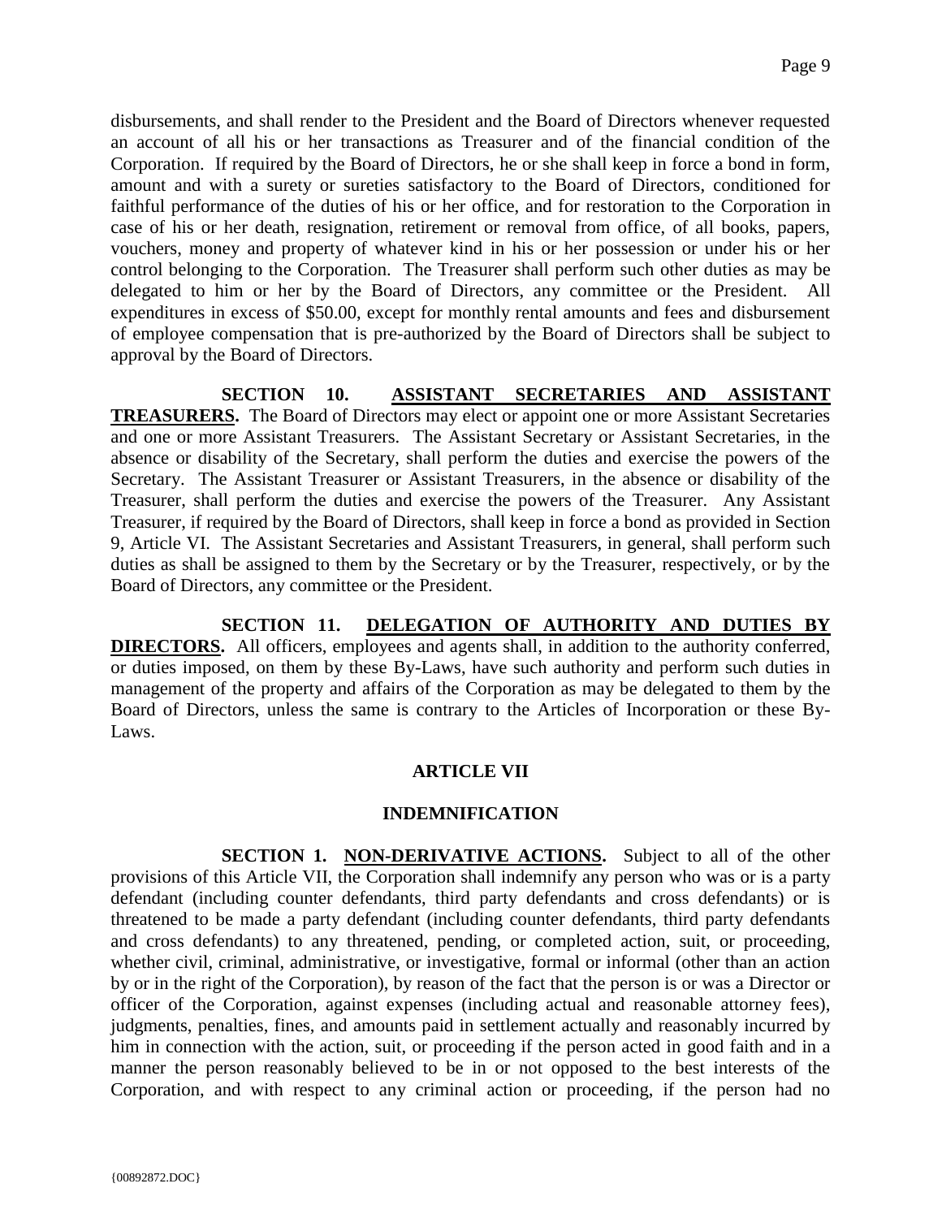disbursements, and shall render to the President and the Board of Directors whenever requested an account of all his or her transactions as Treasurer and of the financial condition of the Corporation. If required by the Board of Directors, he or she shall keep in force a bond in form, amount and with a surety or sureties satisfactory to the Board of Directors, conditioned for faithful performance of the duties of his or her office, and for restoration to the Corporation in case of his or her death, resignation, retirement or removal from office, of all books, papers, vouchers, money and property of whatever kind in his or her possession or under his or her control belonging to the Corporation. The Treasurer shall perform such other duties as may be delegated to him or her by the Board of Directors, any committee or the President. All expenditures in excess of $50.00, except for monthly rental amounts and fees and disbursement of employee compensation that is pre-authorized by the Board of Directors shall be subject to approval by the Board of Directors.

**SECTION 10. <u>ASSISTANT SECRETARIES AND ASSISTANT TREASURERS</u>.** The Board of Directors may elect or appoint one or more Assistant Secretaries and one or more Assistant Treasurers. The Assistant Secretary or Assistant Secretaries, in the absence or disability of the Secretary, shall perform the duties and exercise the powers of the Secretary. The Assistant Treasurer or Assistant Treasurers, in the absence or disability of the Treasurer, shall perform the duties and exercise the powers of the Treasurer. Any Assistant Treasurer, if required by the Board of Directors, shall keep in force a bond as provided in Section 9, Article VI. The Assistant Secretaries and Assistant Treasurers, in general, shall perform such duties as shall be assigned to them by the Secretary or by the Treasurer, respectively, or by the Board of Directors, any committee or the President.

**SECTION 11. <u>DELEGATION OF AUTHORITY AND DUTIES BY DIRECTORS</u>.** All officers, employees and agents shall, in addition to the authority conferred, or duties imposed, on them by these By-Laws, have such authority and perform such duties in management of the property and affairs of the Corporation as may be delegated to them by the Board of Directors, unless the same is contrary to the Articles of Incorporation or these By-Laws.

## ARTICLE VII

## INDEMNIFICATION

**SECTION 1. <u>NON-DERIVATIVE ACTIONS</u>.** Subject to all of the other provisions of this Article VII, the Corporation shall indemnify any person who was or is a party defendant (including counter defendants, third party defendants and cross defendants) or is threatened to be made a party defendant (including counter defendants, third party defendants and cross defendants) to any threatened, pending, or completed action, suit, or proceeding, whether civil, criminal, administrative, or investigative, formal or informal (other than an action by or in the right of the Corporation), by reason of the fact that the person is or was a Director or officer of the Corporation, against expenses (including actual and reasonable attorney fees), judgments, penalties, fines, and amounts paid in settlement actually and reasonably incurred by him in connection with the action, suit, or proceeding if the person acted in good faith and in a manner the person reasonably believed to be in or not opposed to the best interests of the Corporation, and with respect to any criminal action or proceeding, if the person had no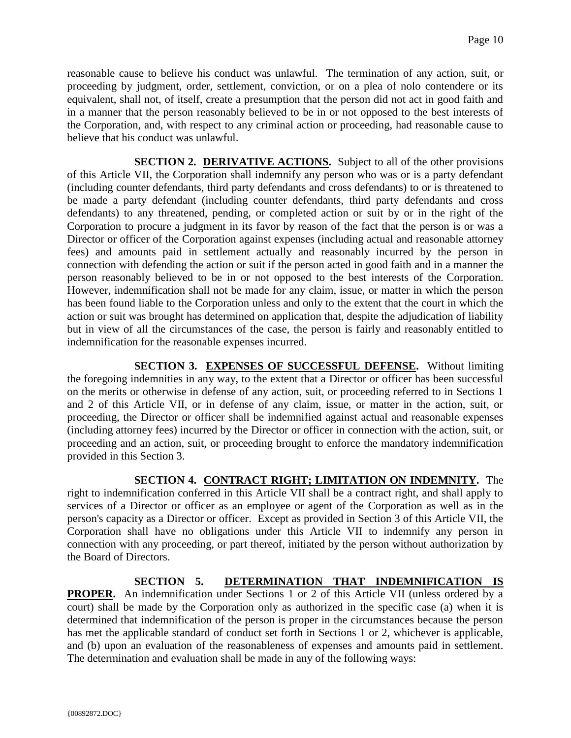reasonable cause to believe his conduct was unlawful. The termination of any action, suit, or proceeding by judgment, order, settlement, conviction, or on a plea of nolo contendere or its equivalent, shall not, of itself, create a presumption that the person did not act in good faith and in a manner that the person reasonably believed to be in or not opposed to the best interests of the Corporation, and, with respect to any criminal action or proceeding, had reasonable cause to believe that his conduct was unlawful.

**SECTION 2. DERIVATIVE ACTIONS.** Subject to all of the other provisions of this Article VII, the Corporation shall indemnify any person who was or is a party defendant (including counter defendants, third party defendants and cross defendants) to or is threatened to be made a party defendant (including counter defendants, third party defendants and cross defendants) to any threatened, pending, or completed action or suit by or in the right of the Corporation to procure a judgment in its favor by reason of the fact that the person is or was a Director or officer of the Corporation against expenses (including actual and reasonable attorney fees) and amounts paid in settlement actually and reasonably incurred by the person in connection with defending the action or suit if the person acted in good faith and in a manner the person reasonably believed to be in or not opposed to the best interests of the Corporation. However, indemnification shall not be made for any claim, issue, or matter in which the person has been found liable to the Corporation unless and only to the extent that the court in which the action or suit was brought has determined on application that, despite the adjudication of liability but in view of all the circumstances of the case, the person is fairly and reasonably entitled to indemnification for the reasonable expenses incurred.

**SECTION 3. EXPENSES OF SUCCESSFUL DEFENSE.** Without limiting the foregoing indemnities in any way, to the extent that a Director or officer has been successful on the merits or otherwise in defense of any action, suit, or proceeding referred to in Sections 1 and 2 of this Article VII, or in defense of any claim, issue, or matter in the action, suit, or proceeding, the Director or officer shall be indemnified against actual and reasonable expenses (including attorney fees) incurred by the Director or officer in connection with the action, suit, or proceeding and an action, suit, or proceeding brought to enforce the mandatory indemnification provided in this Section 3.

**SECTION 4. CONTRACT RIGHT; LIMITATION ON INDEMNITY.** The right to indemnification conferred in this Article VII shall be a contract right, and shall apply to services of a Director or officer as an employee or agent of the Corporation as well as in the person's capacity as a Director or officer. Except as provided in Section 3 of this Article VII, the Corporation shall have no obligations under this Article VII to indemnify any person in connection with any proceeding, or part thereof, initiated by the person without authorization by the Board of Directors.

**SECTION 5. DETERMINATION THAT INDEMNIFICATION IS PROPER.** An indemnification under Sections 1 or 2 of this Article VII (unless ordered by a court) shall be made by the Corporation only as authorized in the specific case (a) when it is determined that indemnification of the person is proper in the circumstances because the person has met the applicable standard of conduct set forth in Sections 1 or 2, whichever is applicable, and (b) upon an evaluation of the reasonableness of expenses and amounts paid in settlement. The determination and evaluation shall be made in any of the following ways: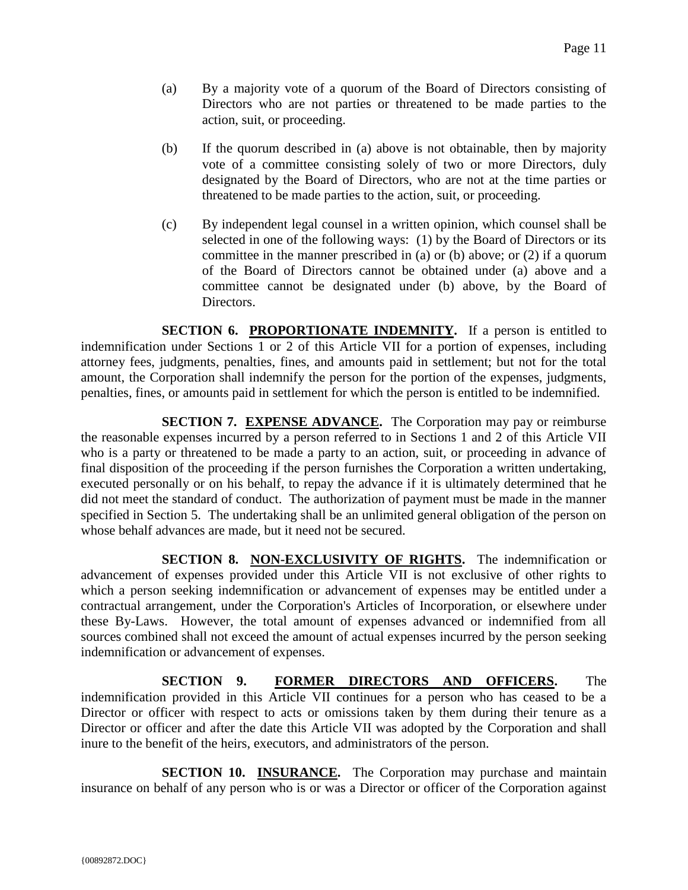(a) By a majority vote of a quorum of the Board of Directors consisting of Directors who are not parties or threatened to be made parties to the action, suit, or proceeding.

(b) If the quorum described in (a) above is not obtainable, then by majority vote of a committee consisting solely of two or more Directors, duly designated by the Board of Directors, who are not at the time parties or threatened to be made parties to the action, suit, or proceeding.

(c) By independent legal counsel in a written opinion, which counsel shall be selected in one of the following ways: (1) by the Board of Directors or its committee in the manner prescribed in (a) or (b) above; or (2) if a quorum of the Board of Directors cannot be obtained under (a) above and a committee cannot be designated under (b) above, by the Board of Directors.

**SECTION 6. PROPORTIONATE INDEMNITY.** If a person is entitled to indemnification under Sections 1 or 2 of this Article VII for a portion of expenses, including attorney fees, judgments, penalties, fines, and amounts paid in settlement; but not for the total amount, the Corporation shall indemnify the person for the portion of the expenses, judgments, penalties, fines, or amounts paid in settlement for which the person is entitled to be indemnified.

**SECTION 7. EXPENSE ADVANCE.** The Corporation may pay or reimburse the reasonable expenses incurred by a person referred to in Sections 1 and 2 of this Article VII who is a party or threatened to be made a party to an action, suit, or proceeding in advance of final disposition of the proceeding if the person furnishes the Corporation a written undertaking, executed personally or on his behalf, to repay the advance if it is ultimately determined that he did not meet the standard of conduct. The authorization of payment must be made in the manner specified in Section 5. The undertaking shall be an unlimited general obligation of the person on whose behalf advances are made, but it need not be secured.

**SECTION 8. NON-EXCLUSIVITY OF RIGHTS.** The indemnification or advancement of expenses provided under this Article VII is not exclusive of other rights to which a person seeking indemnification or advancement of expenses may be entitled under a contractual arrangement, under the Corporation's Articles of Incorporation, or elsewhere under these By-Laws. However, the total amount of expenses advanced or indemnified from all sources combined shall not exceed the amount of actual expenses incurred by the person seeking indemnification or advancement of expenses.

**SECTION 9. FORMER DIRECTORS AND OFFICERS.** The indemnification provided in this Article VII continues for a person who has ceased to be a Director or officer with respect to acts or omissions taken by them during their tenure as a Director or officer and after the date this Article VII was adopted by the Corporation and shall inure to the benefit of the heirs, executors, and administrators of the person.

**SECTION 10. INSURANCE.** The Corporation may purchase and maintain insurance on behalf of any person who is or was a Director or officer of the Corporation against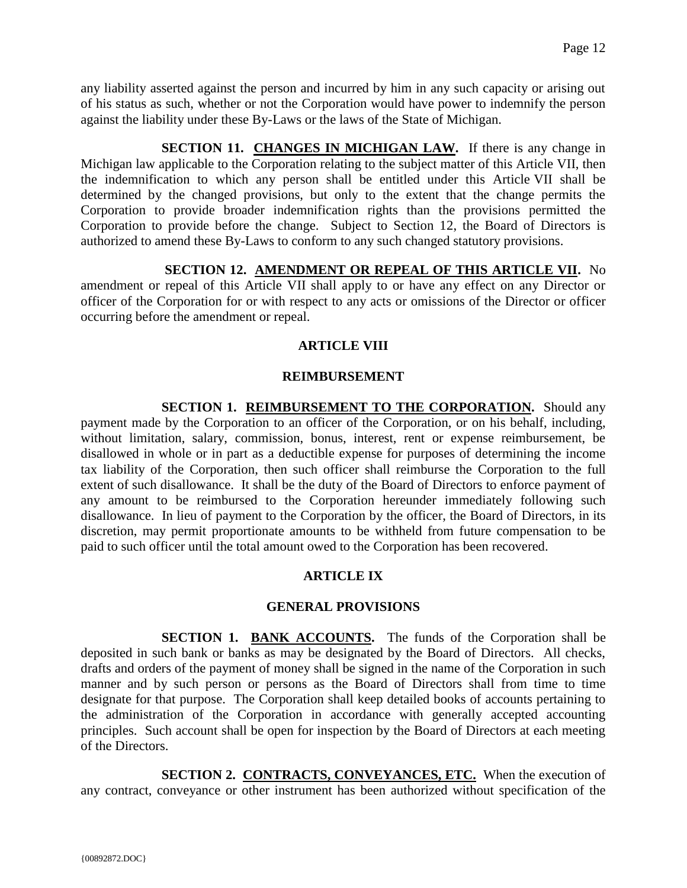any liability asserted against the person and incurred by him in any such capacity or arising out of his status as such, whether or not the Corporation would have power to indemnify the person against the liability under these By-Laws or the laws of the State of Michigan.

**SECTION 11. CHANGES IN MICHIGAN LAW.** If there is any change in Michigan law applicable to the Corporation relating to the subject matter of this Article VII, then the indemnification to which any person shall be entitled under this Article VII shall be determined by the changed provisions, but only to the extent that the change permits the Corporation to provide broader indemnification rights than the provisions permitted the Corporation to provide before the change. Subject to Section 12, the Board of Directors is authorized to amend these By-Laws to conform to any such changed statutory provisions.

**SECTION 12. AMENDMENT OR REPEAL OF THIS ARTICLE VII.** No amendment or repeal of this Article VII shall apply to or have any effect on any Director or officer of the Corporation for or with respect to any acts or omissions of the Director or officer occurring before the amendment or repeal.

## ARTICLE VIII

## REIMBURSEMENT

**SECTION 1. REIMBURSEMENT TO THE CORPORATION.** Should any payment made by the Corporation to an officer of the Corporation, or on his behalf, including, without limitation, salary, commission, bonus, interest, rent or expense reimbursement, be disallowed in whole or in part as a deductible expense for purposes of determining the income tax liability of the Corporation, then such officer shall reimburse the Corporation to the full extent of such disallowance. It shall be the duty of the Board of Directors to enforce payment of any amount to be reimbursed to the Corporation hereunder immediately following such disallowance. In lieu of payment to the Corporation by the officer, the Board of Directors, in its discretion, may permit proportionate amounts to be withheld from future compensation to be paid to such officer until the total amount owed to the Corporation has been recovered.

## ARTICLE IX

## GENERAL PROVISIONS

**SECTION 1. BANK ACCOUNTS.** The funds of the Corporation shall be deposited in such bank or banks as may be designated by the Board of Directors. All checks, drafts and orders of the payment of money shall be signed in the name of the Corporation in such manner and by such person or persons as the Board of Directors shall from time to time designate for that purpose. The Corporation shall keep detailed books of accounts pertaining to the administration of the Corporation in accordance with generally accepted accounting principles. Such account shall be open for inspection by the Board of Directors at each meeting of the Directors.

**SECTION 2. CONTRACTS, CONVEYANCES, ETC.** When the execution of any contract, conveyance or other instrument has been authorized without specification of the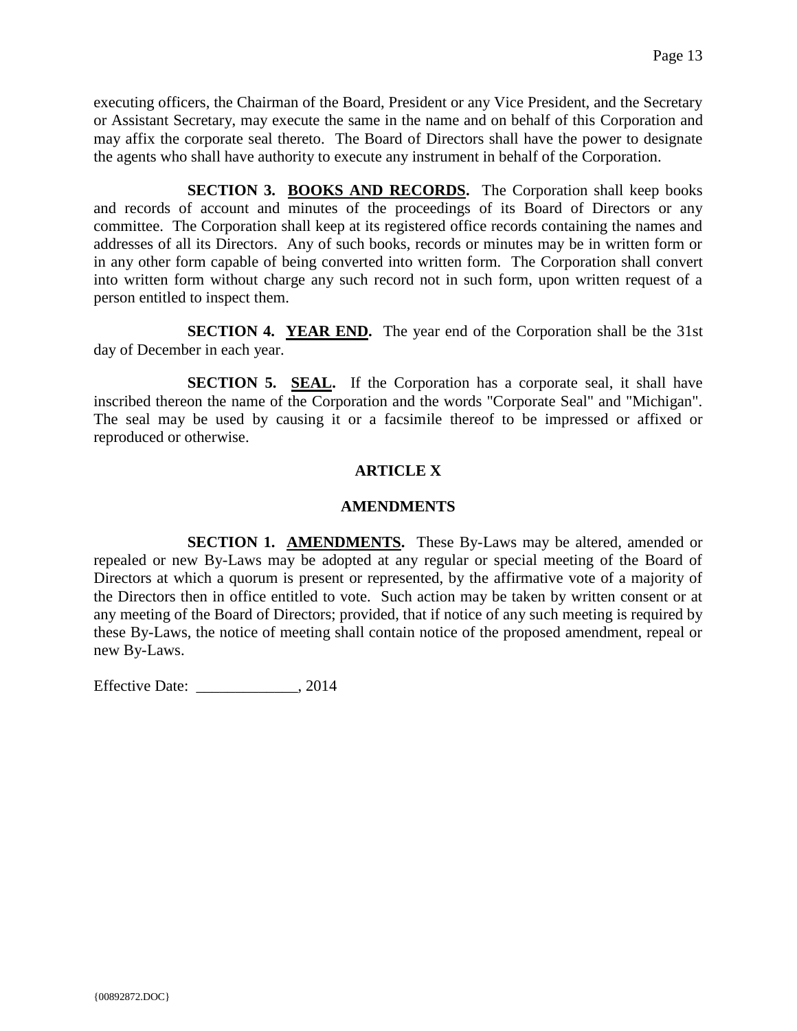executing officers, the Chairman of the Board, President or any Vice President, and the Secretary or Assistant Secretary, may execute the same in the name and on behalf of this Corporation and may affix the corporate seal thereto. The Board of Directors shall have the power to designate the agents who shall have authority to execute any instrument in behalf of the Corporation.

**SECTION 3. BOOKS AND RECORDS.** The Corporation shall keep books and records of account and minutes of the proceedings of its Board of Directors or any committee. The Corporation shall keep at its registered office records containing the names and addresses of all its Directors. Any of such books, records or minutes may be in written form or in any other form capable of being converted into written form. The Corporation shall convert into written form without charge any such record not in such form, upon written request of a person entitled to inspect them.

**SECTION 4. YEAR END.** The year end of the Corporation shall be the 31st day of December in each year.

**SECTION 5. SEAL.** If the Corporation has a corporate seal, it shall have inscribed thereon the name of the Corporation and the words "Corporate Seal" and "Michigan". The seal may be used by causing it or a facsimile thereof to be impressed or affixed or reproduced or otherwise.

## ARTICLE X

## AMENDMENTS

**SECTION 1. AMENDMENTS.** These By-Laws may be altered, amended or repealed or new By-Laws may be adopted at any regular or special meeting of the Board of Directors at which a quorum is present or represented, by the affirmative vote of a majority of the Directors then in office entitled to vote. Such action may be taken by written consent or at any meeting of the Board of Directors; provided, that if notice of any such meeting is required by these By-Laws, the notice of meeting shall contain notice of the proposed amendment, repeal or new By-Laws.

Effective Date: _____________, 2014

{00892872.DOC}